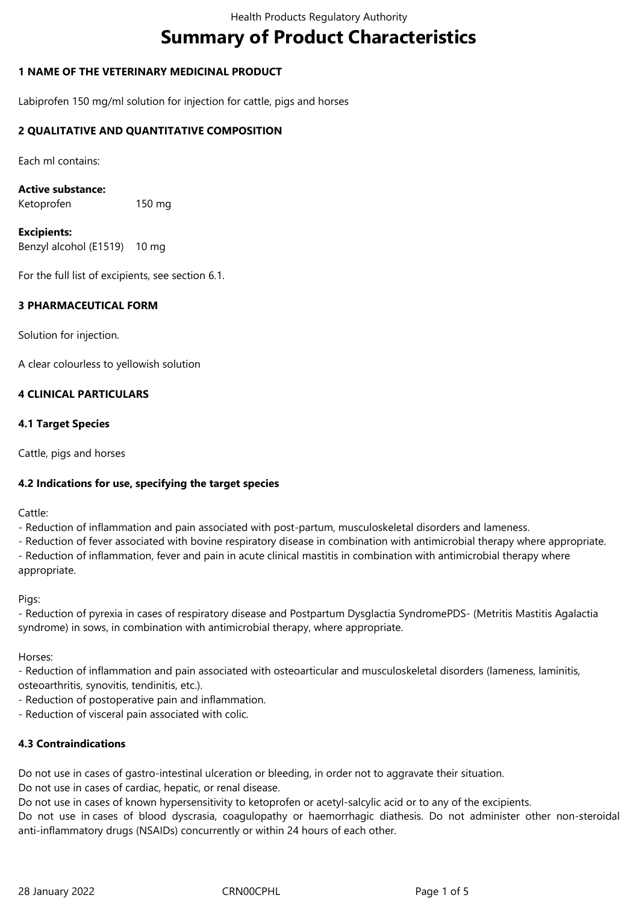# Summary of Product Characteristics

## 1 NAME OF THE VETERINARY MEDICINAL PRODUCT

Labiprofen 150 mg/ml solution for injection for cattle, pigs and horses

## 2 QUALITATIVE AND QUANTITATIVE COMPOSITION

Each ml contains:

**Active substance:**
Ketoprofen 150 mg

**Excipients:**
Benzyl alcohol (E1519) 10 mg

For the full list of excipients, see section 6.1.

## 3 PHARMACEUTICAL FORM

Solution for injection.

A clear colourless to yellowish solution

## 4 CLINICAL PARTICULARS

### 4.1 Target Species

Cattle, pigs and horses

### 4.2 Indications for use, specifying the target species

Cattle:
- Reduction of inflammation and pain associated with post-partum, musculoskeletal disorders and lameness.
- Reduction of fever associated with bovine respiratory disease in combination with antimicrobial therapy where appropriate.
- Reduction of inflammation, fever and pain in acute clinical mastitis in combination with antimicrobial therapy where appropriate.

Pigs:
- Reduction of pyrexia in cases of respiratory disease and Postpartum Dysglactia SyndromePDS- (Metritis Mastitis Agalactia syndrome) in sows, in combination with antimicrobial therapy, where appropriate.

Horses:
- Reduction of inflammation and pain associated with osteoarticular and musculoskeletal disorders (lameness, laminitis, osteoarthritis, synovitis, tendinitis, etc.).
- Reduction of postoperative pain and inflammation.
- Reduction of visceral pain associated with colic.

### 4.3 Contraindications

Do not use in cases of gastro-intestinal ulceration or bleeding, in order not to aggravate their situation.
Do not use in cases of cardiac, hepatic, or renal disease.
Do not use in cases of known hypersensitivity to ketoprofen or acetyl-salcylic acid or to any of the excipients.
Do not use in cases of blood dyscrasia, coagulopathy or haemorrhagic diathesis. Do not administer other non-steroidal anti-inflammatory drugs (NSAIDs) concurrently or within 24 hours of each other.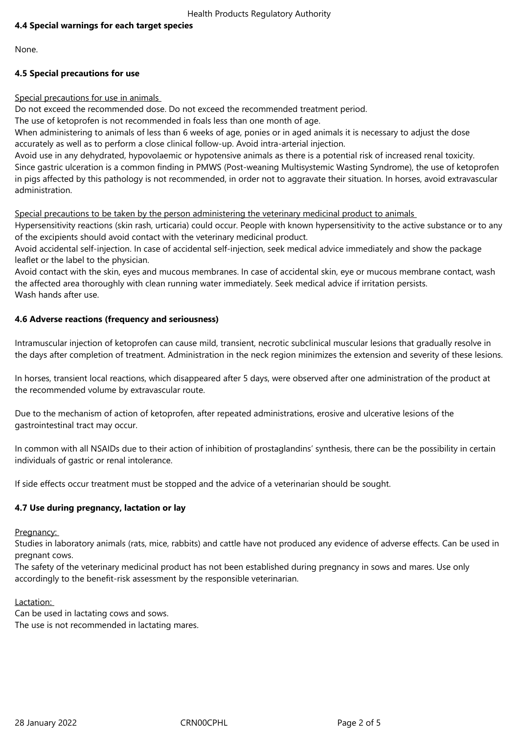### 4.4 Special warnings for each target species

None.

### 4.5 Special precautions for use

Special precautions for use in animals

Do not exceed the recommended dose. Do not exceed the recommended treatment period.
The use of ketoprofen is not recommended in foals less than one month of age.
When administering to animals of less than 6 weeks of age, ponies or in aged animals it is necessary to adjust the dose accurately as well as to perform a close clinical follow-up. Avoid intra-arterial injection.
Avoid use in any dehydrated, hypovolaemic or hypotensive animals as there is a potential risk of increased renal toxicity.
Since gastric ulceration is a common finding in PMWS (Post-weaning Multisystemic Wasting Syndrome), the use of ketoprofen in pigs affected by this pathology is not recommended, in order not to aggravate their situation. In horses, avoid extravascular administration.

Special precautions to be taken by the person administering the veterinary medicinal product to animals

Hypersensitivity reactions (skin rash, urticaria) could occur. People with known hypersensitivity to the active substance or to any of the excipients should avoid contact with the veterinary medicinal product.
Avoid accidental self-injection. In case of accidental self-injection, seek medical advice immediately and show the package leaflet or the label to the physician.
Avoid contact with the skin, eyes and mucous membranes. In case of accidental skin, eye or mucous membrane contact, wash the affected area thoroughly with clean running water immediately. Seek medical advice if irritation persists.
Wash hands after use.

### 4.6 Adverse reactions (frequency and seriousness)

Intramuscular injection of ketoprofen can cause mild, transient, necrotic subclinical muscular lesions that gradually resolve in the days after completion of treatment. Administration in the neck region minimizes the extension and severity of these lesions.

In horses, transient local reactions, which disappeared after 5 days, were observed after one administration of the product at the recommended volume by extravascular route.

Due to the mechanism of action of ketoprofen, after repeated administrations, erosive and ulcerative lesions of the gastrointestinal tract may occur.

In common with all NSAIDs due to their action of inhibition of prostaglandins' synthesis, there can be the possibility in certain individuals of gastric or renal intolerance.

If side effects occur treatment must be stopped and the advice of a veterinarian should be sought.

### 4.7 Use during pregnancy, lactation or lay

Pregnancy:

Studies in laboratory animals (rats, mice, rabbits) and cattle have not produced any evidence of adverse effects. Can be used in pregnant cows.
The safety of the veterinary medicinal product has not been established during pregnancy in sows and mares. Use only accordingly to the benefit-risk assessment by the responsible veterinarian.

Lactation:

Can be used in lactating cows and sows.
The use is not recommended in lactating mares.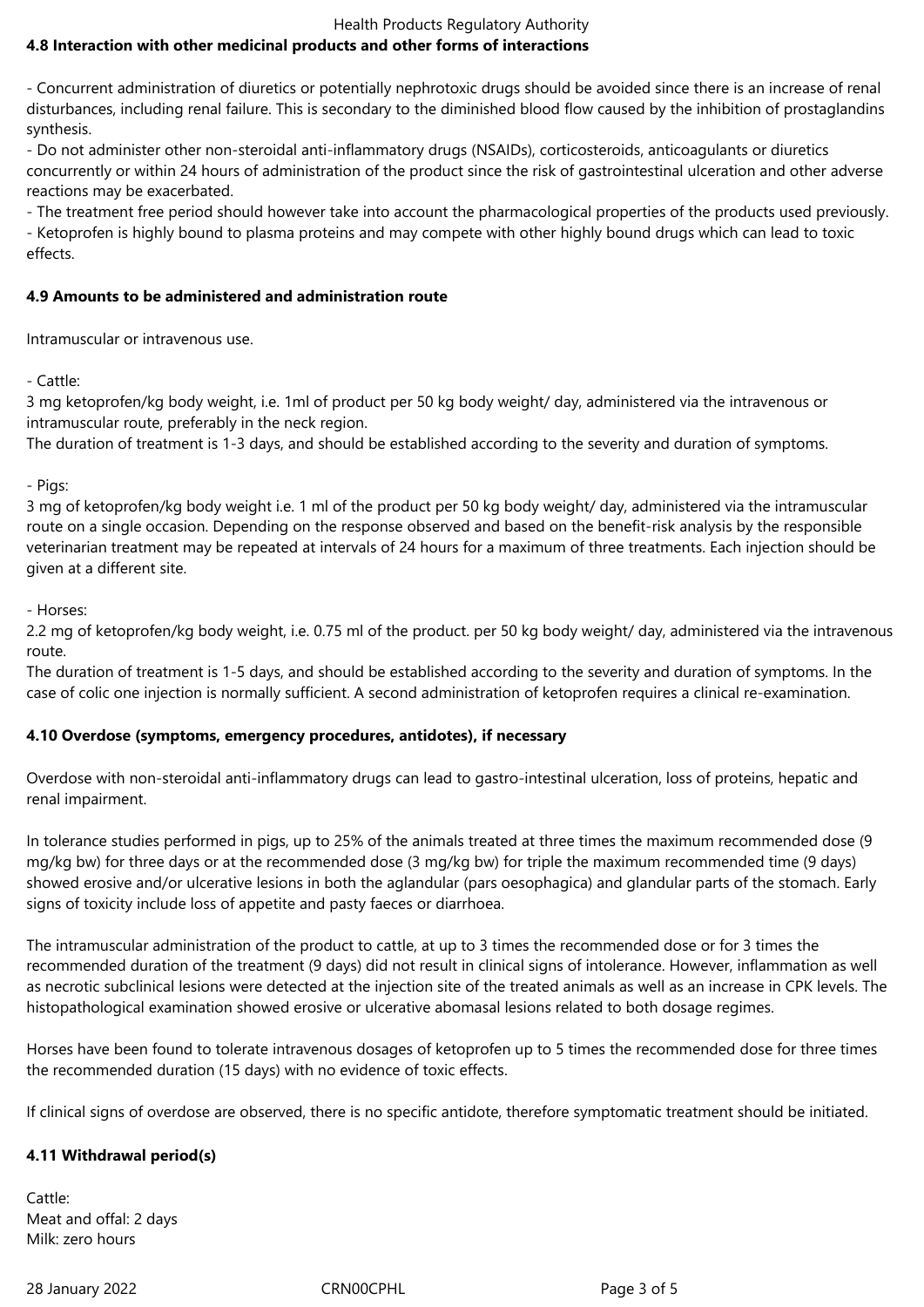### 4.8 Interaction with other medicinal products and other forms of interactions

- Concurrent administration of diuretics or potentially nephrotoxic drugs should be avoided since there is an increase of renal disturbances, including renal failure. This is secondary to the diminished blood flow caused by the inhibition of prostaglandins synthesis.
- Do not administer other non-steroidal anti-inflammatory drugs (NSAIDs), corticosteroids, anticoagulants or diuretics concurrently or within 24 hours of administration of the product since the risk of gastrointestinal ulceration and other adverse reactions may be exacerbated.
- The treatment free period should however take into account the pharmacological properties of the products used previously.
- Ketoprofen is highly bound to plasma proteins and may compete with other highly bound drugs which can lead to toxic effects.

### 4.9 Amounts to be administered and administration route

Intramuscular or intravenous use.

- Cattle:
3 mg ketoprofen/kg body weight, i.e. 1ml of product per 50 kg body weight/ day, administered via the intravenous or intramuscular route, preferably in the neck region.
The duration of treatment is 1-3 days, and should be established according to the severity and duration of symptoms.

- Pigs:
3 mg of ketoprofen/kg body weight i.e. 1 ml of the product per 50 kg body weight/ day, administered via the intramuscular route on a single occasion. Depending on the response observed and based on the benefit-risk analysis by the responsible veterinarian treatment may be repeated at intervals of 24 hours for a maximum of three treatments. Each injection should be given at a different site.

- Horses:
2.2 mg of ketoprofen/kg body weight, i.e. 0.75 ml of the product. per 50 kg body weight/ day, administered via the intravenous route.
The duration of treatment is 1-5 days, and should be established according to the severity and duration of symptoms. In the case of colic one injection is normally sufficient. A second administration of ketoprofen requires a clinical re-examination.

### 4.10 Overdose (symptoms, emergency procedures, antidotes), if necessary

Overdose with non-steroidal anti-inflammatory drugs can lead to gastro-intestinal ulceration, loss of proteins, hepatic and renal impairment.

In tolerance studies performed in pigs, up to 25% of the animals treated at three times the maximum recommended dose (9 mg/kg bw) for three days or at the recommended dose (3 mg/kg bw) for triple the maximum recommended time (9 days) showed erosive and/or ulcerative lesions in both the aglandular (pars oesophagica) and glandular parts of the stomach. Early signs of toxicity include loss of appetite and pasty faeces or diarrhoea.

The intramuscular administration of the product to cattle, at up to 3 times the recommended dose or for 3 times the recommended duration of the treatment (9 days) did not result in clinical signs of intolerance. However, inflammation as well as necrotic subclinical lesions were detected at the injection site of the treated animals as well as an increase in CPK levels. The histopathological examination showed erosive or ulcerative abomasal lesions related to both dosage regimes.

Horses have been found to tolerate intravenous dosages of ketoprofen up to 5 times the recommended dose for three times the recommended duration (15 days) with no evidence of toxic effects.

If clinical signs of overdose are observed, there is no specific antidote, therefore symptomatic treatment should be initiated.

### 4.11 Withdrawal period(s)

Cattle:
Meat and offal: 2 days
Milk: zero hours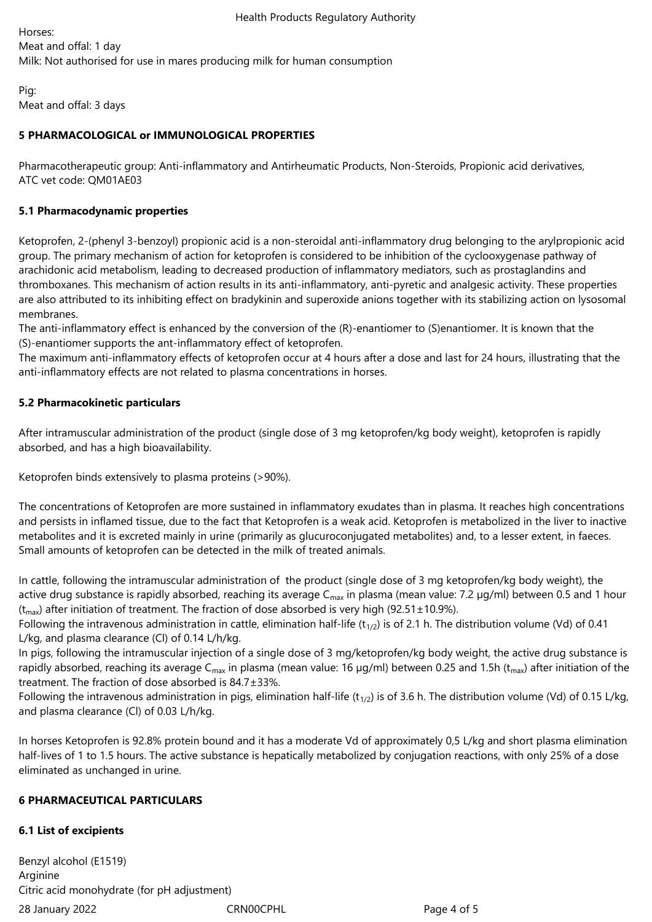Horses:
Meat and offal: 1 day
Milk: Not authorised for use in mares producing milk for human consumption

Pig:
Meat and offal: 3 days

## 5 PHARMACOLOGICAL or IMMUNOLOGICAL PROPERTIES

Pharmacotherapeutic group: Anti-inflammatory and Antirheumatic Products, Non-Steroids, Propionic acid derivatives,
ATC vet code: QM01AE03

### 5.1 Pharmacodynamic properties

Ketoprofen, 2-(phenyl 3-benzoyl) propionic acid is a non-steroidal anti-inflammatory drug belonging to the arylpropionic acid group. The primary mechanism of action for ketoprofen is considered to be inhibition of the cyclooxygenase pathway of arachidonic acid metabolism, leading to decreased production of inflammatory mediators, such as prostaglandins and thromboxanes. This mechanism of action results in its anti-inflammatory, anti-pyretic and analgesic activity. These properties are also attributed to its inhibiting effect on bradykinin and superoxide anions together with its stabilizing action on lysosomal membranes.
The anti-inflammatory effect is enhanced by the conversion of the (R)-enantiomer to (S)enantiomer. It is known that the (S)-enantiomer supports the ant-inflammatory effect of ketoprofen.
The maximum anti-inflammatory effects of ketoprofen occur at 4 hours after a dose and last for 24 hours, illustrating that the anti-inflammatory effects are not related to plasma concentrations in horses.

### 5.2 Pharmacokinetic particulars

After intramuscular administration of the product (single dose of 3 mg ketoprofen/kg body weight), ketoprofen is rapidly absorbed, and has a high bioavailability.

Ketoprofen binds extensively to plasma proteins (>90%).

The concentrations of Ketoprofen are more sustained in inflammatory exudates than in plasma. It reaches high concentrations and persists in inflamed tissue, due to the fact that Ketoprofen is a weak acid. Ketoprofen is metabolized in the liver to inactive metabolites and it is excreted mainly in urine (primarily as glucuroconjugated metabolites) and, to a lesser extent, in faeces. Small amounts of ketoprofen can be detected in the milk of treated animals.

In cattle, following the intramuscular administration of the product (single dose of 3 mg ketoprofen/kg body weight), the active drug substance is rapidly absorbed, reaching its average $C_{max}$ in plasma (mean value: 7.2 µg/ml) between 0.5 and 1 hour ($t_{max}$) after initiation of treatment. The fraction of dose absorbed is very high (92.51±10.9%).
Following the intravenous administration in cattle, elimination half-life ($t_{1/2}$) is of 2.1 h. The distribution volume (Vd) of 0.41 L/kg, and plasma clearance (Cl) of 0.14 L/h/kg.
In pigs, following the intramuscular injection of a single dose of 3 mg/ketoprofen/kg body weight, the active drug substance is rapidly absorbed, reaching its average $C_{max}$ in plasma (mean value: 16 µg/ml) between 0.25 and 1.5h ($t_{max}$) after initiation of the treatment. The fraction of dose absorbed is 84.7±33%.
Following the intravenous administration in pigs, elimination half-life ($t_{1/2}$) is of 3.6 h. The distribution volume (Vd) of 0.15 L/kg, and plasma clearance (Cl) of 0.03 L/h/kg.

In horses Ketoprofen is 92.8% protein bound and it has a moderate Vd of approximately 0,5 L/kg and short plasma elimination half-lives of 1 to 1.5 hours. The active substance is hepatically metabolized by conjugation reactions, with only 25% of a dose eliminated as unchanged in urine.

## 6 PHARMACEUTICAL PARTICULARS

### 6.1 List of excipients

Benzyl alcohol (E1519)
Arginine
Citric acid monohydrate (for pH adjustment)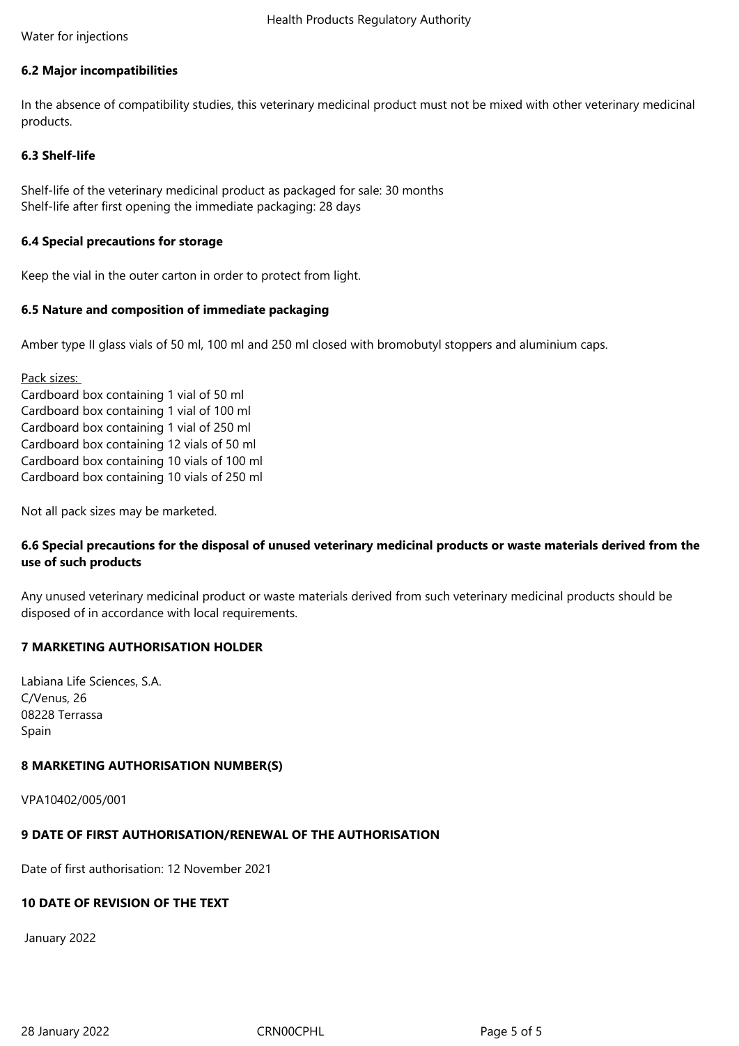Water for injections

### 6.2 Major incompatibilities

In the absence of compatibility studies, this veterinary medicinal product must not be mixed with other veterinary medicinal products.

### 6.3 Shelf-life

Shelf-life of the veterinary medicinal product as packaged for sale: 30 months
Shelf-life after first opening the immediate packaging: 28 days

### 6.4 Special precautions for storage

Keep the vial in the outer carton in order to protect from light.

### 6.5 Nature and composition of immediate packaging

Amber type II glass vials of 50 ml, 100 ml and 250 ml closed with bromobutyl stoppers and aluminium caps.

Pack sizes:
Cardboard box containing 1 vial of 50 ml
Cardboard box containing 1 vial of 100 ml
Cardboard box containing 1 vial of 250 ml
Cardboard box containing 12 vials of 50 ml
Cardboard box containing 10 vials of 100 ml
Cardboard box containing 10 vials of 250 ml

Not all pack sizes may be marketed.

### 6.6 Special precautions for the disposal of unused veterinary medicinal products or waste materials derived from the use of such products

Any unused veterinary medicinal product or waste materials derived from such veterinary medicinal products should be disposed of in accordance with local requirements.

## 7 MARKETING AUTHORISATION HOLDER

Labiana Life Sciences, S.A.
C/Venus, 26
08228 Terrassa
Spain

## 8 MARKETING AUTHORISATION NUMBER(S)

VPA10402/005/001

## 9 DATE OF FIRST AUTHORISATION/RENEWAL OF THE AUTHORISATION

Date of first authorisation: 12 November 2021

## 10 DATE OF REVISION OF THE TEXT

January 2022